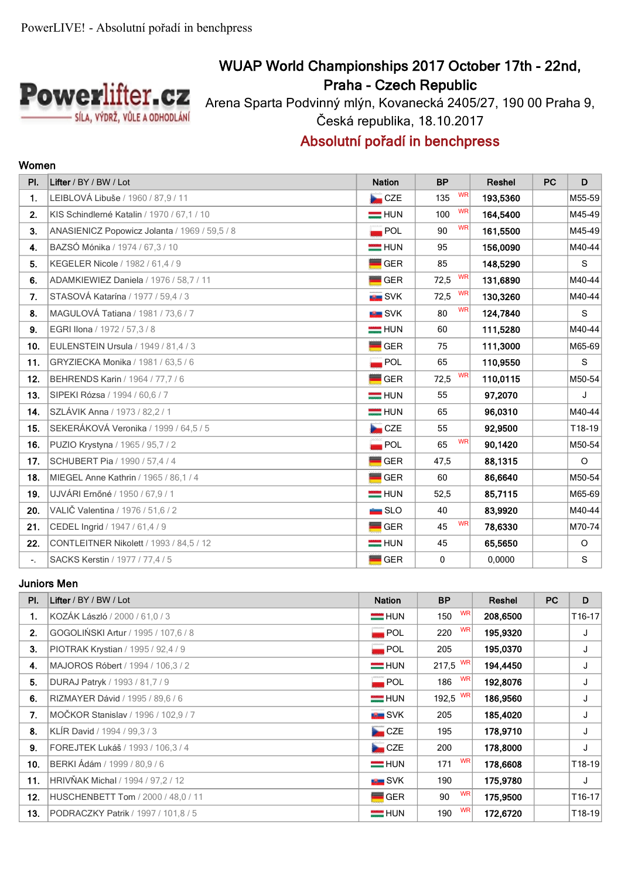PowerLIVE! - Absolutní pořadí in benchpress

# WUAP World Championships 2017 October 17th - 22nd, Praha - Czech Republic

Arena Sparta Podvinný mlýn, Kovanecká 2405/27, 190 00 Praha 9, Česká republika, 18.10.2017

## Absolutní pořadí in benchpress

### Women

| Pl. | Lifter / BY / BW / Lot | Nation | BP | | Reshel | PC | D |
|---|---|---|---|---|---|---|---|
| 1. | LEIBLOVÁ Libuše / 1960 / 87,9 / 11 | CZE | 135 | WR | **193,5360** | | M55-59 |
| 2. | KIS Schindlerné Katalin / 1970 / 67,1 / 10 | HUN | 100 | WR | **164,5400** | | M45-49 |
| 3. | ANASIENICZ Popowicz Jolanta / 1969 / 59,5 / 8 | POL | 90 | WR | **161,5500** | | M45-49 |
| 4. | BAZSÓ Mónika / 1974 / 67,3 / 10 | HUN | 95 | | **156,0090** | | M40-44 |
| 5. | KEGELER Nicole / 1982 / 61,4 / 9 | GER | 85 | | **148,5290** | | S |
| 6. | ADAMKIEWIEZ Daniela / 1976 / 58,7 / 11 | GER | 72,5 | WR | **131,6890** | | M40-44 |
| 7. | STASOVÁ Katarína / 1977 / 59,4 / 3 | SVK | 72,5 | WR | **130,3260** | | M40-44 |
| 8. | MAGULOVÁ Tatiana / 1981 / 73,6 / 7 | SVK | 80 | WR | **124,7840** | | S |
| 9. | EGRI Ilona / 1972 / 57,3 / 8 | HUN | 60 | | **111,5280** | | M40-44 |
| 10. | EULENSTEIN Ursula / 1949 / 81,4 / 3 | GER | 75 | | **111,3000** | | M65-69 |
| 11. | GRYZIECKA Monika / 1981 / 63,5 / 6 | POL | 65 | | **110,9550** | | S |
| 12. | BEHRENDS Karin / 1964 / 77,7 / 6 | GER | 72,5 | WR | **110,0115** | | M50-54 |
| 13. | SIPEKI Rózsa / 1994 / 60,6 / 7 | HUN | 55 | | **97,2070** | | J |
| 14. | SZLÁVIK Anna / 1973 / 82,2 / 1 | HUN | 65 | | **96,0310** | | M40-44 |
| 15. | SEKERÁKOVÁ Veronika / 1999 / 64,5 / 5 | CZE | 55 | | **92,9500** | | T18-19 |
| 16. | PUZIO Krystyna / 1965 / 95,7 / 2 | POL | 65 | WR | **90,1420** | | M50-54 |
| 17. | SCHUBERT Pia / 1990 / 57,4 / 4 | GER | 47,5 | | **88,1315** | | O |
| 18. | MIEGEL Anne Kathrin / 1965 / 86,1 / 4 | GER | 60 | | **86,6640** | | M50-54 |
| 19. | UJVÁRI Ernőné / 1950 / 67,9 / 1 | HUN | 52,5 | | **85,7115** | | M65-69 |
| 20. | VALIČ Valentina / 1976 / 51,6 / 2 | SLO | 40 | | **83,9920** | | M40-44 |
| 21. | CEDEL Ingrid / 1947 / 61,4 / 9 | GER | 45 | WR | **78,6330** | | M70-74 |
| 22. | CONTLEITNER Nikolett / 1993 / 84,5 / 12 | HUN | 45 | | **65,5650** | | O |
| -. | SACKS Kerstin / 1977 / 77,4 / 5 | GER | 0 | | 0,0000 | | S |

### Juniors Men

| Pl. | Lifter / BY / BW / Lot | Nation | BP | | Reshel | PC | D |
|---|---|---|---|---|---|---|---|
| 1. | KOZÁK László / 2000 / 61,0 / 3 | HUN | 150 | WR | **208,6500** | | T16-17 |
| 2. | GOGOLIŃSKI Artur / 1995 / 107,6 / 8 | POL | 220 | WR | **195,9320** | | J |
| 3. | PIOTRAK Krystian / 1995 / 92,4 / 9 | POL | 205 | | **195,0370** | | J |
| 4. | MAJOROS Róbert / 1994 / 106,3 / 2 | HUN | 217,5 | WR | **194,4450** | | J |
| 5. | DURAJ Patryk / 1993 / 81,7 / 9 | POL | 186 | WR | **192,8076** | | J |
| 6. | RIZMAYER Dávid / 1995 / 89,6 / 6 | HUN | 192,5 | WR | **186,9560** | | J |
| 7. | MOČKOR Stanislav / 1996 / 102,9 / 7 | SVK | 205 | | **185,4020** | | J |
| 8. | KLÍR David / 1994 / 99,3 / 3 | CZE | 195 | | **178,9710** | | J |
| 9. | FOREJTEK Lukáš / 1993 / 106,3 / 4 | CZE | 200 | | **178,8000** | | J |
| 10. | BERKI Ádám / 1999 / 80,9 / 6 | HUN | 171 | WR | **178,6608** | | T18-19 |
| 11. | HRIVŇAK Michal / 1994 / 97,2 / 12 | SVK | 190 | | **175,9780** | | J |
| 12. | HUSCHENBETT Tom / 2000 / 48,0 / 11 | GER | 90 | WR | **175,9500** | | T16-17 |
| 13. | PODRACZKY Patrik / 1997 / 101,8 / 5 | HUN | 190 | WR | **172,6720** | | T18-19 |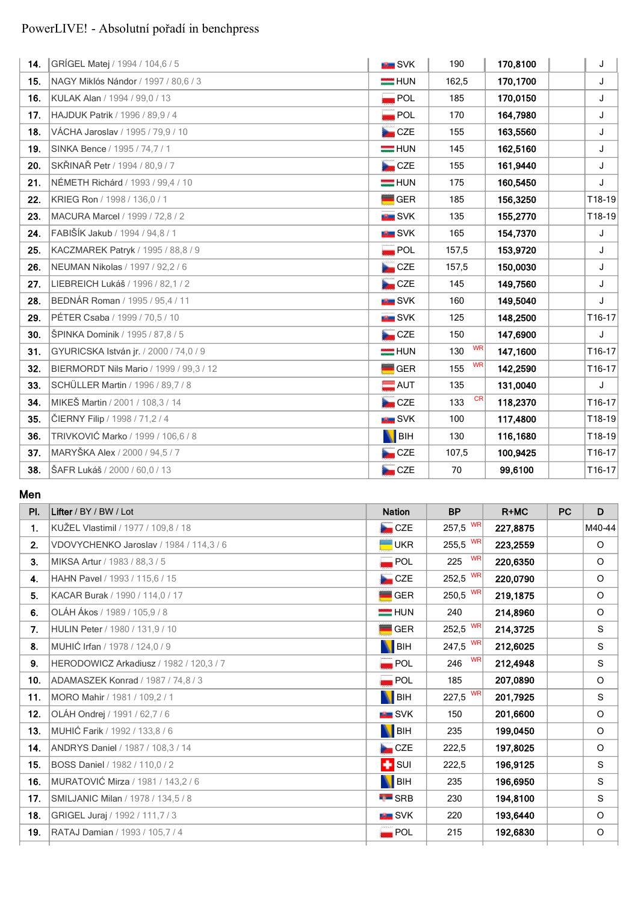| | | | | | | |
|---|---|---|---|---|---|---|
| 14. | GRÍGEL Matej / 1994 / 104,6 / 5 | SVK | 190 | 170,8100 | | J |
| 15. | NAGY Miklós Nándor / 1997 / 80,6 / 3 | HUN | 162,5 | 170,1700 | | J |
| 16. | KULAK Alan / 1994 / 99,0 / 13 | POL | 185 | 170,0150 | | J |
| 17. | HAJDUK Patrik / 1996 / 89,9 / 4 | POL | 170 | 164,7980 | | J |
| 18. | VÁCHA Jaroslav / 1995 / 79,9 / 10 | CZE | 155 | 163,5560 | | J |
| 19. | SINKA Bence / 1995 / 74,7 / 1 | HUN | 145 | 162,5160 | | J |
| 20. | SKŘINAŘ Petr / 1994 / 80,9 / 7 | CZE | 155 | 161,9440 | | J |
| 21. | NÉMETH Richárd / 1993 / 99,4 / 10 | HUN | 175 | 160,5450 | | J |
| 22. | KRIEG Ron / 1998 / 136,0 / 1 | GER | 185 | 156,3250 | | T18-19 |
| 23. | MACURA Marcel / 1999 / 72,8 / 2 | SVK | 135 | 155,2770 | | T18-19 |
| 24. | FABIŠÍK Jakub / 1994 / 94,8 / 1 | SVK | 165 | 154,7370 | | J |
| 25. | KACZMAREK Patryk / 1995 / 88,8 / 9 | POL | 157,5 | 153,9720 | | J |
| 26. | NEUMAN Nikolas / 1997 / 92,2 / 6 | CZE | 157,5 | 150,0030 | | J |
| 27. | LIEBREICH Lukáš / 1996 / 82,1 / 2 | CZE | 145 | 149,7560 | | J |
| 28. | BEDNÁR Roman / 1995 / 95,4 / 11 | SVK | 160 | 149,5040 | | J |
| 29. | PÉTER Csaba / 1999 / 70,5 / 10 | SVK | 125 | 148,2500 | | T16-17 |
| 30. | ŠPINKA Dominik / 1995 / 87,8 / 5 | CZE | 150 | 147,6900 | | J |
| 31. | GYURICSKA István jr. / 2000 / 74,0 / 9 | HUN | 130 WR | 147,1600 | | T16-17 |
| 32. | BIERMORDT Nils Mario / 1999 / 99,3 / 12 | GER | 155 WR | 142,2590 | | T16-17 |
| 33. | SCHÜLLER Martin / 1996 / 89,7 / 8 | AUT | 135 | 131,0040 | | J |
| 34. | MIKEŠ Martin / 2001 / 108,3 / 14 | CZE | 133 CR | 118,2370 | | T16-17 |
| 35. | ČIERNY Filip / 1998 / 71,2 / 4 | SVK | 100 | 117,4800 | | T18-19 |
| 36. | TRIVKOVIĆ Marko / 1999 / 106,6 / 8 | BIH | 130 | 116,1680 | | T18-19 |
| 37. | MARYŠKA Alex / 2000 / 94,5 / 7 | CZE | 107,5 | 100,9425 | | T16-17 |
| 38. | ŠAFR Lukáš / 2000 / 60,0 / 13 | CZE | 70 | 99,6100 | | T16-17 |

## Men

| Pl. | Lifter / BY / BW / Lot | Nation | BP | R+MC | PC | D |
|---|---|---|---|---|---|---|
| 1. | KUŽEL Vlastimil / 1977 / 109,8 / 18 | CZE | 257,5 WR | 227,8875 | | M40-44 |
| 2. | VDOVYCHENKO Jaroslav / 1984 / 114,3 / 6 | UKR | 255,5 WR | 223,2559 | | O |
| 3. | MIKSA Artur / 1983 / 88,3 / 5 | POL | 225 WR | 220,6350 | | O |
| 4. | HAHN Pavel / 1993 / 115,6 / 15 | CZE | 252,5 WR | 220,0790 | | O |
| 5. | KACAR Burak / 1990 / 114,0 / 17 | GER | 250,5 WR | 219,1875 | | O |
| 6. | OLÁH Ákos / 1989 / 105,9 / 8 | HUN | 240 | 214,8960 | | O |
| 7. | HULIN Peter / 1980 / 131,9 / 10 | GER | 252,5 WR | 214,3725 | | S |
| 8. | MUHIĆ Irfan / 1978 / 124,0 / 9 | BIH | 247,5 WR | 212,6025 | | S |
| 9. | HERODOWICZ Arkadiusz / 1982 / 120,3 / 7 | POL | 246 WR | 212,4948 | | S |
| 10. | ADAMASZEK Konrad / 1987 / 74,8 / 3 | POL | 185 | 207,0890 | | O |
| 11. | MORO Mahir / 1981 / 109,2 / 1 | BIH | 227,5 WR | 201,7925 | | S |
| 12. | OLÁH Ondrej / 1991 / 62,7 / 6 | SVK | 150 | 201,6600 | | O |
| 13. | MUHIĆ Farik / 1992 / 133,8 / 6 | BIH | 235 | 199,0450 | | O |
| 14. | ANDRYS Daniel / 1987 / 108,3 / 14 | CZE | 222,5 | 197,8025 | | O |
| 15. | BOSS Daniel / 1982 / 110,0 / 2 | SUI | 222,5 | 196,9125 | | S |
| 16. | MURATOVIĆ Mirza / 1981 / 143,2 / 6 | BIH | 235 | 196,6950 | | S |
| 17. | SMILJANIC Milan / 1978 / 134,5 / 8 | SRB | 230 | 194,8100 | | S |
| 18. | GRIGEL Juraj / 1992 / 111,7 / 3 | SVK | 220 | 193,6440 | | O |
| 19. | RATAJ Damian / 1993 / 105,7 / 4 | POL | 215 | 192,6830 | | O |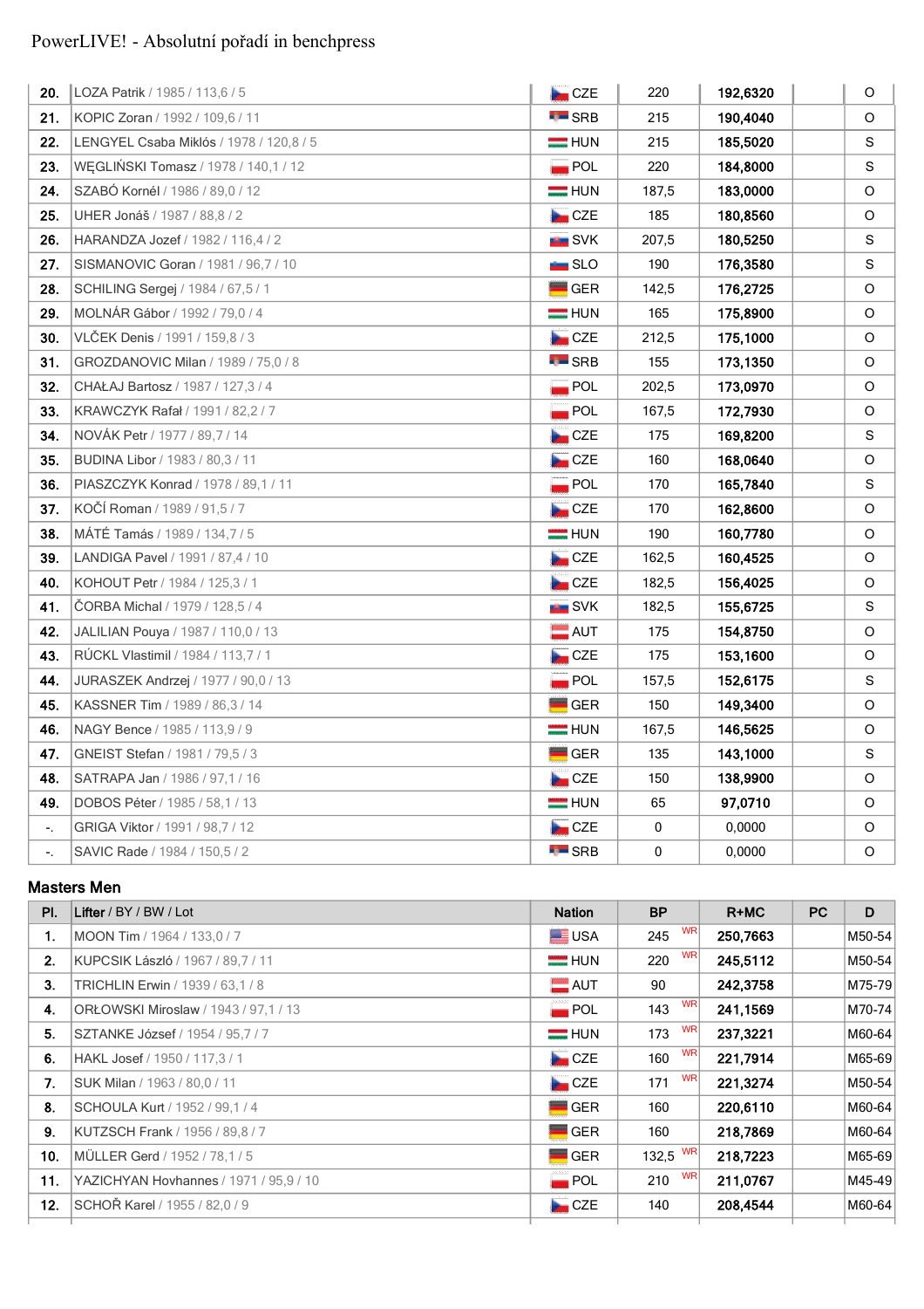| | | | | | | |
|---|---|---|---|---|---|---|
| 20. | LOZA Patrik / 1985 / 113,6 / 5 | CZE | 220 | 192,6320 | | O |
| 21. | KOPIC Zoran / 1992 / 109,6 / 11 | SRB | 215 | 190,4040 | | O |
| 22. | LENGYEL Csaba Miklós / 1978 / 120,8 / 5 | HUN | 215 | 185,5020 | | S |
| 23. | WĘGLIŃSKI Tomasz / 1978 / 140,1 / 12 | POL | 220 | 184,8000 | | S |
| 24. | SZABÓ Kornél / 1986 / 89,0 / 12 | HUN | 187,5 | 183,0000 | | O |
| 25. | UHER Jonáš / 1987 / 88,8 / 2 | CZE | 185 | 180,8560 | | O |
| 26. | HARANDZA Jozef / 1982 / 116,4 / 2 | SVK | 207,5 | 180,5250 | | S |
| 27. | SISMANOVIC Goran / 1981 / 96,7 / 10 | SLO | 190 | 176,3580 | | S |
| 28. | SCHILING Sergej / 1984 / 67,5 / 1 | GER | 142,5 | 176,2725 | | O |
| 29. | MOLNÁR Gábor / 1992 / 79,0 / 4 | HUN | 165 | 175,8900 | | O |
| 30. | VLČEK Denis / 1991 / 159,8 / 3 | CZE | 212,5 | 175,1000 | | O |
| 31. | GROZDANOVIC Milan / 1989 / 75,0 / 8 | SRB | 155 | 173,1350 | | O |
| 32. | CHAŁAJ Bartosz / 1987 / 127,3 / 4 | POL | 202,5 | 173,0970 | | O |
| 33. | KRAWCZYK Rafał / 1991 / 82,2 / 7 | POL | 167,5 | 172,7930 | | O |
| 34. | NOVÁK Petr / 1977 / 89,7 / 14 | CZE | 175 | 169,8200 | | S |
| 35. | BUDINA Libor / 1983 / 80,3 / 11 | CZE | 160 | 168,0640 | | O |
| 36. | PIASZCZYK Konrad / 1978 / 89,1 / 11 | POL | 170 | 165,7840 | | S |
| 37. | KOČÍ Roman / 1989 / 91,5 / 7 | CZE | 170 | 162,8600 | | O |
| 38. | MÁTÉ Tamás / 1989 / 134,7 / 5 | HUN | 190 | 160,7780 | | O |
| 39. | LANDIGA Pavel / 1991 / 87,4 / 10 | CZE | 162,5 | 160,4525 | | O |
| 40. | KOHOUT Petr / 1984 / 125,3 / 1 | CZE | 182,5 | 156,4025 | | O |
| 41. | ČORBA Michal / 1979 / 128,5 / 4 | SVK | 182,5 | 155,6725 | | S |
| 42. | JALILIAN Pouya / 1987 / 110,0 / 13 | AUT | 175 | 154,8750 | | O |
| 43. | RŮCKL Vlastimil / 1984 / 113,7 / 1 | CZE | 175 | 153,1600 | | O |
| 44. | JURASZEK Andrzej / 1977 / 90,0 / 13 | POL | 157,5 | 152,6175 | | S |
| 45. | KASSNER Tim / 1989 / 86,3 / 14 | GER | 150 | 149,3400 | | O |
| 46. | NAGY Bence / 1985 / 113,9 / 9 | HUN | 167,5 | 146,5625 | | O |
| 47. | GNEIST Stefan / 1981 / 79,5 / 3 | GER | 135 | 143,1000 | | S |
| 48. | SATRAPA Jan / 1986 / 97,1 / 16 | CZE | 150 | 138,9900 | | O |
| 49. | DOBOS Péter / 1985 / 58,1 / 13 | HUN | 65 | 97,0710 | | O |
| -. | GRIGA Viktor / 1991 / 98,7 / 12 | CZE | 0 | 0,0000 | | O |
| -. | SAVIC Rade / 1984 / 150,5 / 2 | SRB | 0 | 0,0000 | | O |

## Masters Men

| Pl. | Lifter / BY / BW / Lot | Nation | BP | R+MC | PC | D |
|---|---|---|---|---|---|---|
| 1. | MOON Tim / 1964 / 133,0 / 7 | USA | 245 WR | 250,7663 | | M50-54 |
| 2. | KUPCSIK László / 1967 / 89,7 / 11 | HUN | 220 WR | 245,5112 | | M50-54 |
| 3. | TRICHLIN Erwin / 1939 / 63,1 / 8 | AUT | 90 | 242,3758 | | M75-79 |
| 4. | ORŁOWSKI Miroslaw / 1943 / 97,1 / 13 | POL | 143 WR | 241,1569 | | M70-74 |
| 5. | SZTANKE József / 1954 / 95,7 / 7 | HUN | 173 WR | 237,3221 | | M60-64 |
| 6. | HAKL Josef / 1950 / 117,3 / 1 | CZE | 160 WR | 221,7914 | | M65-69 |
| 7. | SUK Milan / 1963 / 80,0 / 11 | CZE | 171 WR | 221,3274 | | M50-54 |
| 8. | SCHOULA Kurt / 1952 / 99,1 / 4 | GER | 160 | 220,6110 | | M60-64 |
| 9. | KUTZSCH Frank / 1956 / 89,8 / 7 | GER | 160 | 218,7869 | | M60-64 |
| 10. | MÜLLER Gerd / 1952 / 78,1 / 5 | GER | 132,5 WR | 218,7223 | | M65-69 |
| 11. | YAZICHYAN Hovhannes / 1971 / 95,9 / 10 | POL | 210 WR | 211,0767 | | M45-49 |
| 12. | SCHOŘ Karel / 1955 / 82,0 / 9 | CZE | 140 | 208,4544 | | M60-64 |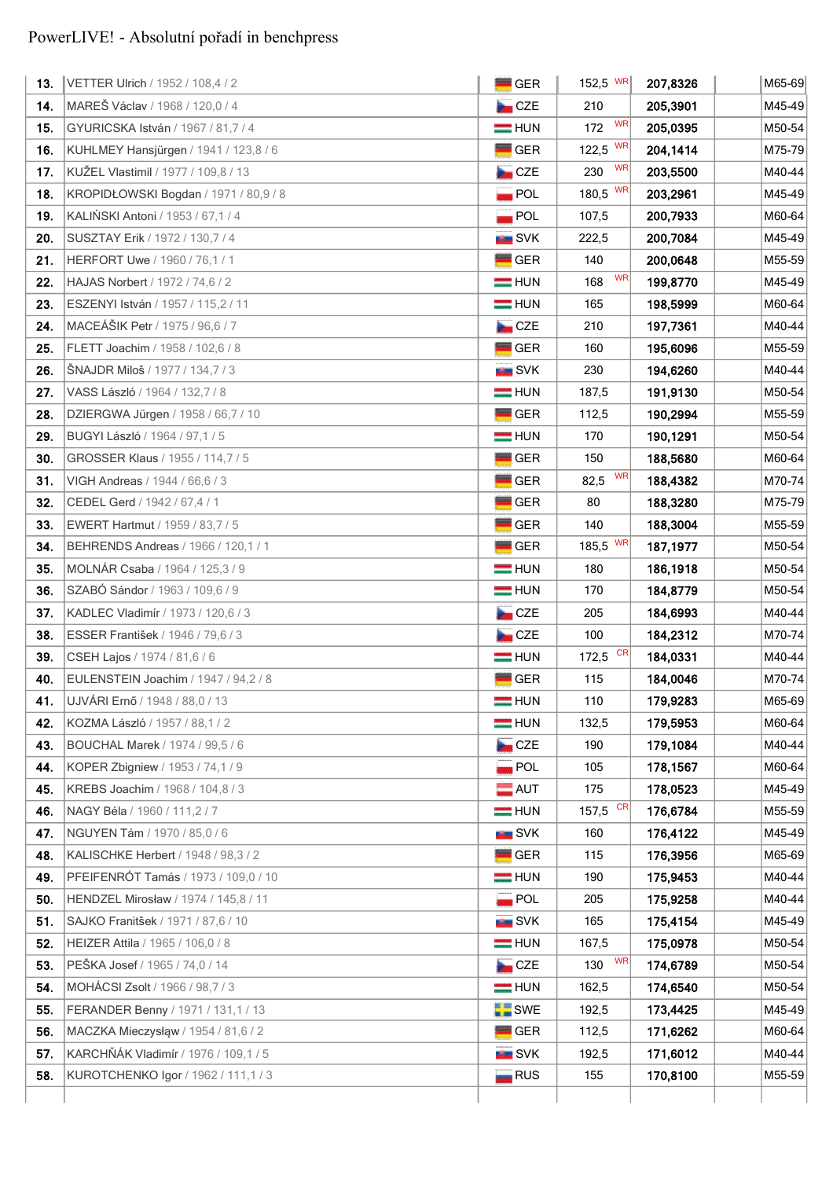PowerLIVE! - Absolutní pořadí in benchpress

| | | | | | | |
|---|---|---|---|---|---|---|
| 13. | VETTER Ulrich / 1952 / 108,4 / 2 | GER | 152,5 WR | 207,8326 | | M65-69 |
| 14. | MAREŠ Václav / 1968 / 120,0 / 4 | CZE | 210 | 205,3901 | | M45-49 |
| 15. | GYURICSKA István / 1967 / 81,7 / 4 | HUN | 172 WR | 205,0395 | | M50-54 |
| 16. | KUHLMEY Hansjürgen / 1941 / 123,8 / 6 | GER | 122,5 WR | 204,1414 | | M75-79 |
| 17. | KUŽEL Vlastimil / 1977 / 109,8 / 13 | CZE | 230 WR | 203,5500 | | M40-44 |
| 18. | KROPIDŁOWSKI Bogdan / 1971 / 80,9 / 8 | POL | 180,5 WR | 203,2961 | | M45-49 |
| 19. | KALIŃSKI Antoni / 1953 / 67,1 / 4 | POL | 107,5 | 200,7933 | | M60-64 |
| 20. | SUSZTAY Erik / 1972 / 130,7 / 4 | SVK | 222,5 | 200,7084 | | M45-49 |
| 21. | HERFORT Uwe / 1960 / 76,1 / 1 | GER | 140 | 200,0648 | | M55-59 |
| 22. | HAJAS Norbert / 1972 / 74,6 / 2 | HUN | 168 WR | 199,8770 | | M45-49 |
| 23. | ESZENYI István / 1957 / 115,2 / 11 | HUN | 165 | 198,5999 | | M60-64 |
| 24. | MACEÁŠIK Petr / 1975 / 96,6 / 7 | CZE | 210 | 197,7361 | | M40-44 |
| 25. | FLETT Joachim / 1958 / 102,6 / 8 | GER | 160 | 195,6096 | | M55-59 |
| 26. | ŠNAJDR Miloš / 1977 / 134,7 / 3 | SVK | 230 | 194,6260 | | M40-44 |
| 27. | VASS László / 1964 / 132,7 / 8 | HUN | 187,5 | 191,9130 | | M50-54 |
| 28. | DZIERGWA Jürgen / 1958 / 66,7 / 10 | GER | 112,5 | 190,2994 | | M55-59 |
| 29. | BUGYI László / 1964 / 97,1 / 5 | HUN | 170 | 190,1291 | | M50-54 |
| 30. | GROSSER Klaus / 1955 / 114,7 / 5 | GER | 150 | 188,5680 | | M60-64 |
| 31. | VIGH Andreas / 1944 / 66,6 / 3 | GER | 82,5 WR | 188,4382 | | M70-74 |
| 32. | CEDEL Gerd / 1942 / 67,4 / 1 | GER | 80 | 188,3280 | | M75-79 |
| 33. | EWERT Hartmut / 1959 / 83,7 / 5 | GER | 140 | 188,3004 | | M55-59 |
| 34. | BEHRENDS Andreas / 1966 / 120,1 / 1 | GER | 185,5 WR | 187,1977 | | M50-54 |
| 35. | MOLNÁR Csaba / 1964 / 125,3 / 9 | HUN | 180 | 186,1918 | | M50-54 |
| 36. | SZABÓ Sándor / 1963 / 109,6 / 9 | HUN | 170 | 184,8779 | | M50-54 |
| 37. | KADLEC Vladimír / 1973 / 120,6 / 3 | CZE | 205 | 184,6993 | | M40-44 |
| 38. | ESSER František / 1946 / 79,6 / 3 | CZE | 100 | 184,2312 | | M70-74 |
| 39. | CSEH Lajos / 1974 / 81,6 / 6 | HUN | 172,5 CR | 184,0331 | | M40-44 |
| 40. | EULENSTEIN Joachim / 1947 / 94,2 / 8 | GER | 115 | 184,0046 | | M70-74 |
| 41. | UJVÁRI Ernő / 1948 / 88,0 / 13 | HUN | 110 | 179,9283 | | M65-69 |
| 42. | KOZMA László / 1957 / 88,1 / 2 | HUN | 132,5 | 179,5953 | | M60-64 |
| 43. | BOUCHAL Marek / 1974 / 99,5 / 6 | CZE | 190 | 179,1084 | | M40-44 |
| 44. | KOPER Zbigniew / 1953 / 74,1 / 9 | POL | 105 | 178,1567 | | M60-64 |
| 45. | KREBS Joachim / 1968 / 104,8 / 3 | AUT | 175 | 178,0523 | | M45-49 |
| 46. | NAGY Béla / 1960 / 111,2 / 7 | HUN | 157,5 CR | 176,6784 | | M55-59 |
| 47. | NGUYEN Tám / 1970 / 85,0 / 6 | SVK | 160 | 176,4122 | | M45-49 |
| 48. | KALISCHKE Herbert / 1948 / 98,3 / 2 | GER | 115 | 176,3956 | | M65-69 |
| 49. | PFEIFENRÓT Tamás / 1973 / 109,0 / 10 | HUN | 190 | 175,9453 | | M40-44 |
| 50. | HENDZEL Mirosław / 1974 / 145,8 / 11 | POL | 205 | 175,9258 | | M40-44 |
| 51. | SAJKO František / 1971 / 87,6 / 10 | SVK | 165 | 175,4154 | | M45-49 |
| 52. | HEIZER Attila / 1965 / 106,0 / 8 | HUN | 167,5 | 175,0978 | | M50-54 |
| 53. | PEŠKA Josef / 1965 / 74,0 / 14 | CZE | 130 WR | 174,6789 | | M50-54 |
| 54. | MOHÁCSI Zsolt / 1966 / 98,7 / 3 | HUN | 162,5 | 174,6540 | | M50-54 |
| 55. | FERANDER Benny / 1971 / 131,1 / 13 | SWE | 192,5 | 173,4425 | | M45-49 |
| 56. | MACZKA Mieczysław / 1954 / 81,6 / 2 | GER | 112,5 | 171,6262 | | M60-64 |
| 57. | KARCHŇÁK Vladimír / 1976 / 109,1 / 5 | SVK | 192,5 | 171,6012 | | M40-44 |
| 58. | KUROTCHENKO Igor / 1962 / 111,1 / 3 | RUS | 155 | 170,8100 | | M55-59 |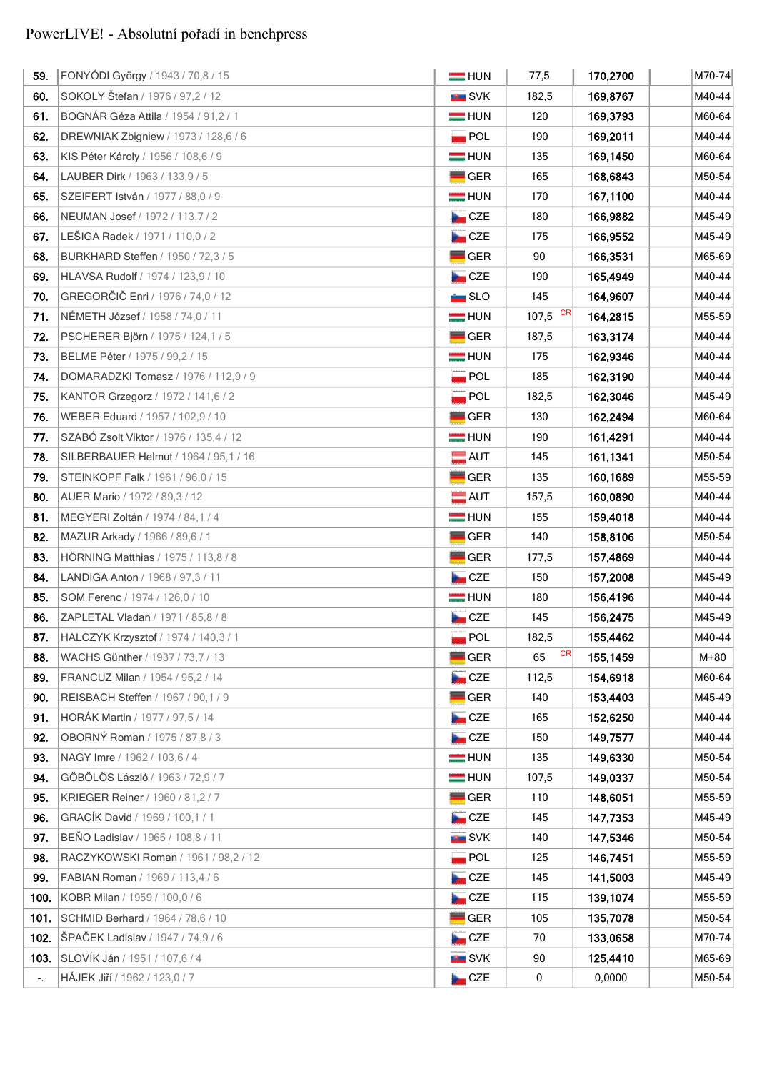PowerLIVE! - Absolutní pořadí in benchpress

| | | | | | |
|---|---|---|---|---|---|
| 59. | FONYÓDI György / 1943 / 70,8 / 15 | HUN | 77,5 | 170,2700 | M70-74 |
| 60. | SOKOLY Štefan / 1976 / 97,2 / 12 | SVK | 182,5 | 169,8767 | M40-44 |
| 61. | BOGNÁR Géza Attila / 1954 / 91,2 / 1 | HUN | 120 | 169,3793 | M60-64 |
| 62. | DREWNIAK Zbigniew / 1973 / 128,6 / 6 | POL | 190 | 169,2011 | M40-44 |
| 63. | KIS Péter Károly / 1956 / 108,6 / 9 | HUN | 135 | 169,1450 | M60-64 |
| 64. | LAUBER Dirk / 1963 / 133,9 / 5 | GER | 165 | 168,6843 | M50-54 |
| 65. | SZEIFERT István / 1977 / 88,0 / 9 | HUN | 170 | 167,1100 | M40-44 |
| 66. | NEUMAN Josef / 1972 / 113,7 / 2 | CZE | 180 | 166,9882 | M45-49 |
| 67. | LEŠIGA Radek / 1971 / 110,0 / 2 | CZE | 175 | 166,9552 | M45-49 |
| 68. | BURKHARD Steffen / 1950 / 72,3 / 5 | GER | 90 | 166,3531 | M65-69 |
| 69. | HLAVSA Rudolf / 1974 / 123,9 / 10 | CZE | 190 | 165,4949 | M40-44 |
| 70. | GREGORČIČ Enri / 1976 / 74,0 / 12 | SLO | 145 | 164,9607 | M40-44 |
| 71. | NÉMETH József / 1958 / 74,0 / 11 | HUN | 107,5 CR | 164,2815 | M55-59 |
| 72. | PSCHERER Björn / 1975 / 124,1 / 5 | GER | 187,5 | 163,3174 | M40-44 |
| 73. | BELME Péter / 1975 / 99,2 / 15 | HUN | 175 | 162,9346 | M40-44 |
| 74. | DOMARADZKI Tomasz / 1976 / 112,9 / 9 | POL | 185 | 162,3190 | M40-44 |
| 75. | KANTOR Grzegorz / 1972 / 141,6 / 2 | POL | 182,5 | 162,3046 | M45-49 |
| 76. | WEBER Eduard / 1957 / 102,9 / 10 | GER | 130 | 162,2494 | M60-64 |
| 77. | SZABÓ Zsolt Viktor / 1976 / 135,4 / 12 | HUN | 190 | 161,4291 | M40-44 |
| 78. | SILBERBAUER Helmut / 1964 / 95,1 / 16 | AUT | 145 | 161,1341 | M50-54 |
| 79. | STEINKOPF Falk / 1961 / 96,0 / 15 | GER | 135 | 160,1689 | M55-59 |
| 80. | AUER Mario / 1972 / 89,3 / 12 | AUT | 157,5 | 160,0890 | M40-44 |
| 81. | MEGYERI Zoltán / 1974 / 84,1 / 4 | HUN | 155 | 159,4018 | M40-44 |
| 82. | MAZUR Arkady / 1966 / 89,6 / 1 | GER | 140 | 158,8106 | M50-54 |
| 83. | HÖRNING Matthias / 1975 / 113,8 / 8 | GER | 177,5 | 157,4869 | M40-44 |
| 84. | LANDIGA Anton / 1968 / 97,3 / 11 | CZE | 150 | 157,2008 | M45-49 |
| 85. | SOM Ferenc / 1974 / 126,0 / 10 | HUN | 180 | 156,4196 | M40-44 |
| 86. | ZAPLETAL Vladan / 1971 / 85,8 / 8 | CZE | 145 | 156,2475 | M45-49 |
| 87. | HALCZYK Krzysztof / 1974 / 140,3 / 1 | POL | 182,5 | 155,4462 | M40-44 |
| 88. | WACHS Günther / 1937 / 73,7 / 13 | GER | 65 CR | 155,1459 | M+80 |
| 89. | FRANCUZ Milan / 1954 / 95,2 / 14 | CZE | 112,5 | 154,6918 | M60-64 |
| 90. | REISBACH Steffen / 1967 / 90,1 / 9 | GER | 140 | 153,4403 | M45-49 |
| 91. | HORÁK Martin / 1977 / 97,5 / 14 | CZE | 165 | 152,6250 | M40-44 |
| 92. | OBORNÝ Roman / 1975 / 87,8 / 3 | CZE | 150 | 149,7577 | M40-44 |
| 93. | NAGY Imre / 1962 / 103,6 / 4 | HUN | 135 | 149,6330 | M50-54 |
| 94. | GÖBÖLÖS László / 1963 / 72,9 / 7 | HUN | 107,5 | 149,0337 | M50-54 |
| 95. | KRIEGER Reiner / 1960 / 81,2 / 7 | GER | 110 | 148,6051 | M55-59 |
| 96. | GRACÍK David / 1969 / 100,1 / 1 | CZE | 145 | 147,7353 | M45-49 |
| 97. | BEŇO Ladislav / 1965 / 108,8 / 11 | SVK | 140 | 147,5346 | M50-54 |
| 98. | RACZYKOWSKI Roman / 1961 / 98,2 / 12 | POL | 125 | 146,7451 | M55-59 |
| 99. | FABIAN Roman / 1969 / 113,4 / 6 | CZE | 145 | 141,5003 | M45-49 |
| 100. | KOBR Milan / 1959 / 100,0 / 6 | CZE | 115 | 139,1074 | M55-59 |
| 101. | SCHMID Berhard / 1964 / 78,6 / 10 | GER | 105 | 135,7078 | M50-54 |
| 102. | ŠPAČEK Ladislav / 1947 / 74,9 / 6 | CZE | 70 | 133,0658 | M70-74 |
| 103. | SLOVÍK Ján / 1951 / 107,6 / 4 | SVK | 90 | 125,4410 | M65-69 |
| -. | HÁJEK Jiří / 1962 / 123,0 / 7 | CZE | 0 | 0,0000 | M50-54 |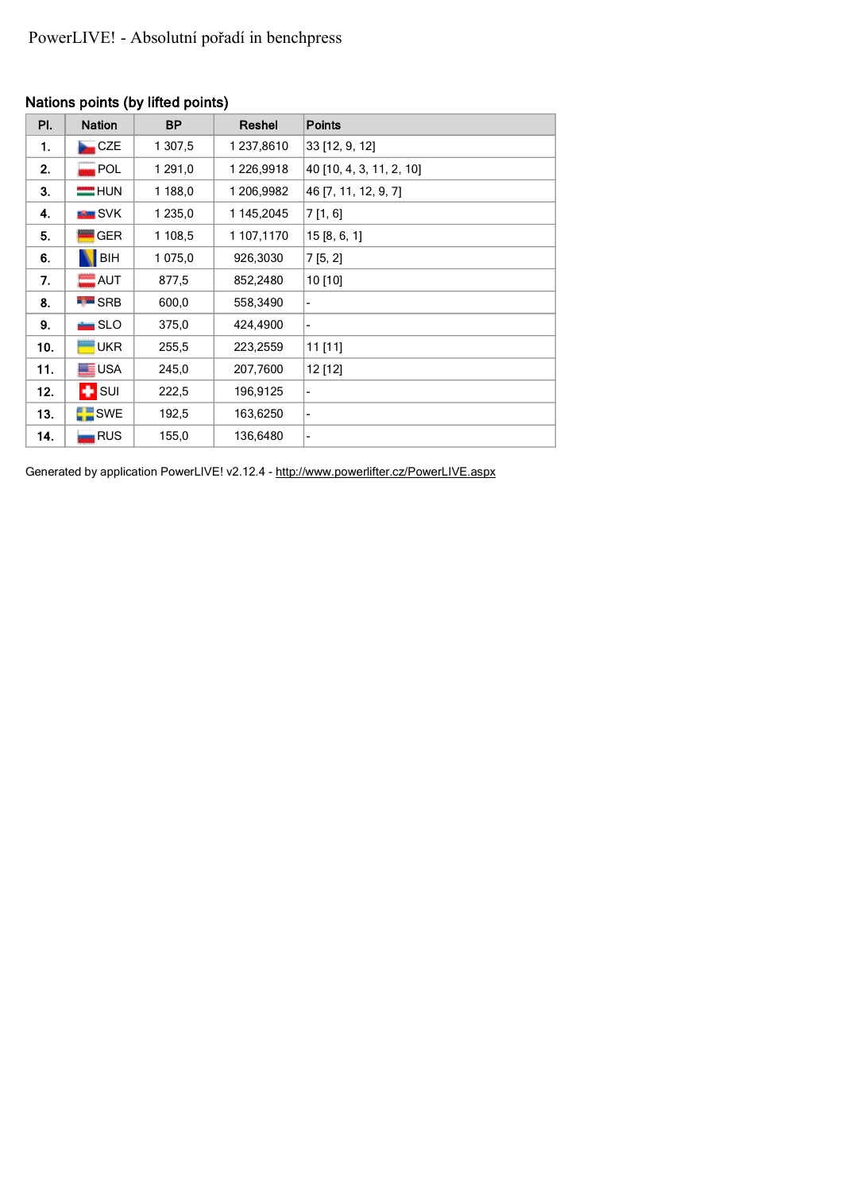PowerLIVE! - Absolutní pořadí in benchpress

## Nations points (by lifted points)

| Pl. | Nation | BP | Reshel | Points |
|---|---|---|---|---|
| 1. | CZE | 1 307,5 | 1 237,8610 | 33 [12, 9, 12] |
| 2. | POL | 1 291,0 | 1 226,9918 | 40 [10, 4, 3, 11, 2, 10] |
| 3. | HUN | 1 188,0 | 1 206,9982 | 46 [7, 11, 12, 9, 7] |
| 4. | SVK | 1 235,0 | 1 145,2045 | 7 [1, 6] |
| 5. | GER | 1 108,5 | 1 107,1170 | 15 [8, 6, 1] |
| 6. | BIH | 1 075,0 | 926,3030 | 7 [5, 2] |
| 7. | AUT | 877,5 | 852,2480 | 10 [10] |
| 8. | SRB | 600,0 | 558,3490 | - |
| 9. | SLO | 375,0 | 424,4900 | - |
| 10. | UKR | 255,5 | 223,2559 | 11 [11] |
| 11. | USA | 245,0 | 207,7600 | 12 [12] |
| 12. | SUI | 222,5 | 196,9125 | - |
| 13. | SWE | 192,5 | 163,6250 | - |
| 14. | RUS | 155,0 | 136,6480 | - |

Generated by application PowerLIVE! v2.12.4 - http://www.powerlifter.cz/PowerLIVE.aspx